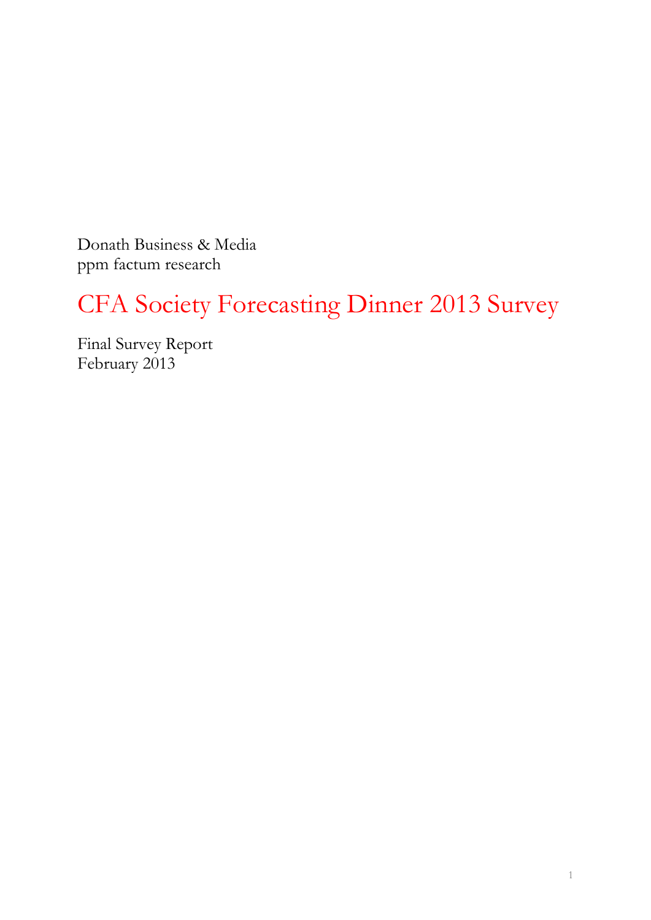Donath Business & Media
ppm factum research

# CFA Society Forecasting Dinner 2013 Survey

Final Survey Report
February 2013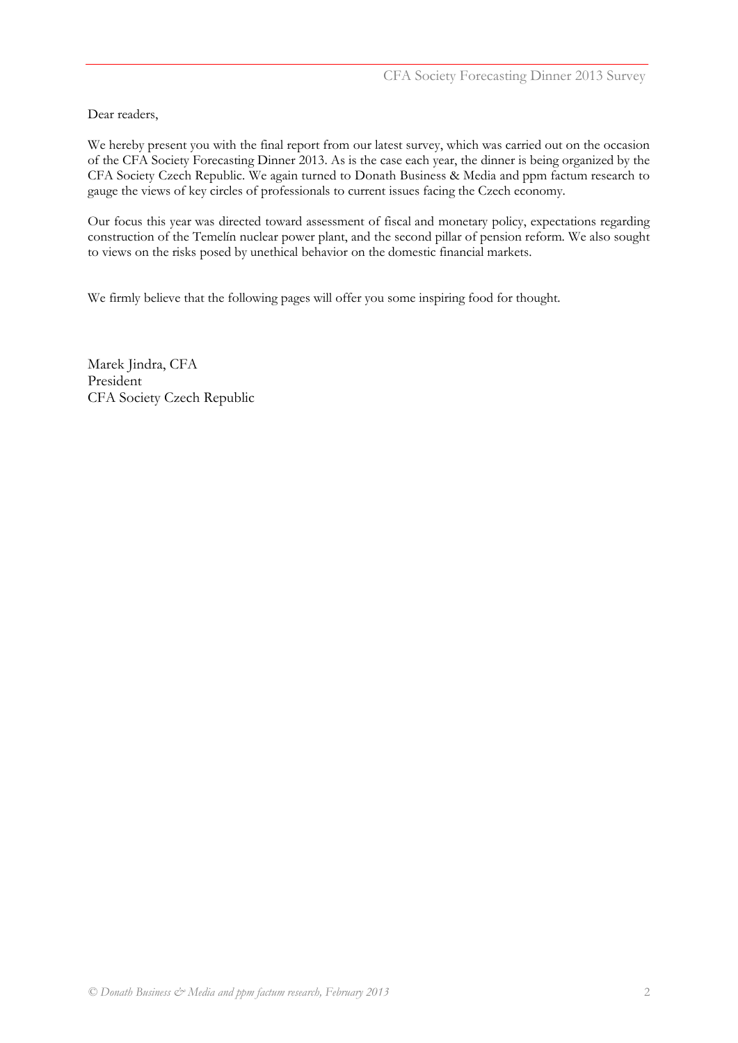Dear readers,

We hereby present you with the final report from our latest survey, which was carried out on the occasion of the CFA Society Forecasting Dinner 2013. As is the case each year, the dinner is being organized by the CFA Society Czech Republic. We again turned to Donath Business & Media and ppm factum research to gauge the views of key circles of professionals to current issues facing the Czech economy.

Our focus this year was directed toward assessment of fiscal and monetary policy, expectations regarding construction of the Temelín nuclear power plant, and the second pillar of pension reform. We also sought to views on the risks posed by unethical behavior on the domestic financial markets.

We firmly believe that the following pages will offer you some inspiring food for thought.

Marek Jindra, CFA
President
CFA Society Czech Republic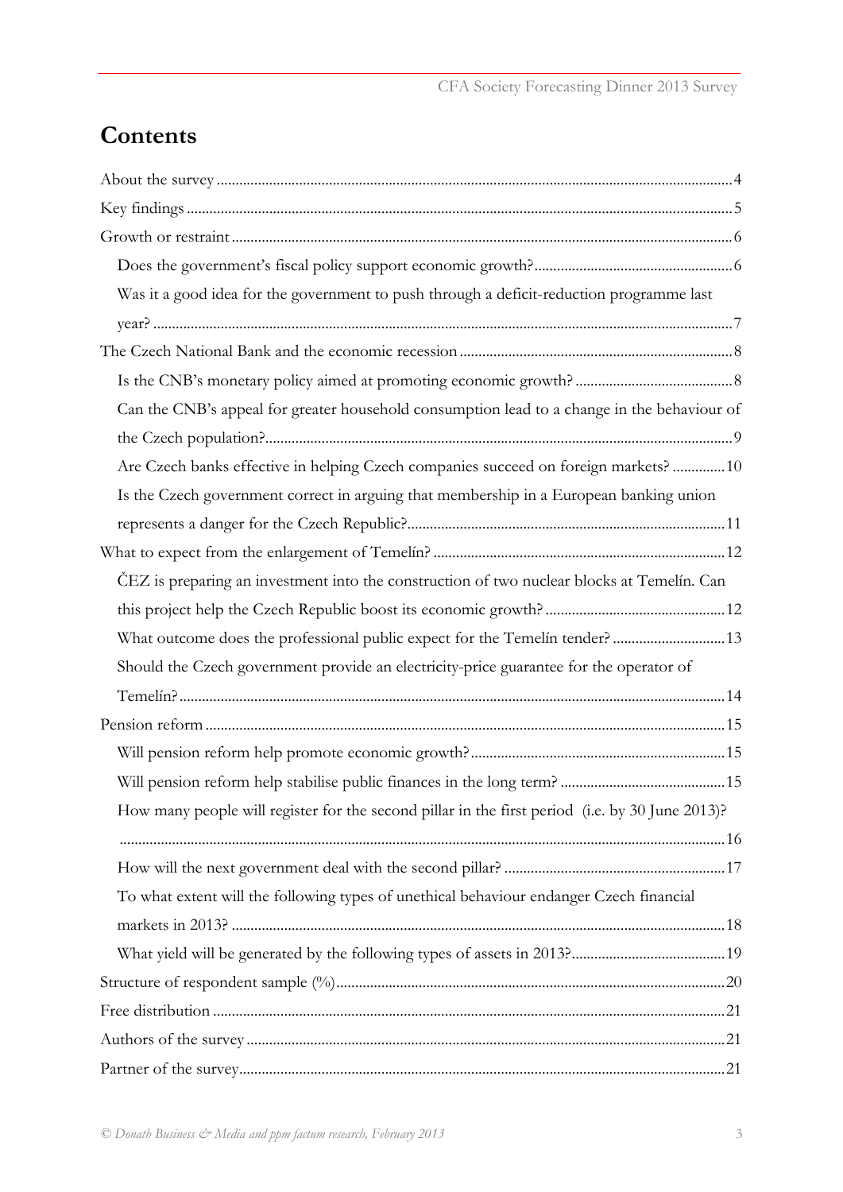# Contents

- About the survey ... 4
- Key findings ... 5
- Growth or restraint ... 6
  - Does the government's fiscal policy support economic growth? ... 6
  - Was it a good idea for the government to push through a deficit-reduction programme last year? ... 7
- The Czech National Bank and the economic recession ... 8
  - Is the CNB's monetary policy aimed at promoting economic growth? ... 8
  - Can the CNB's appeal for greater household consumption lead to a change in the behaviour of the Czech population? ... 9
  - Are Czech banks effective in helping Czech companies succeed on foreign markets? ... 10
  - Is the Czech government correct in arguing that membership in a European banking union represents a danger for the Czech Republic? ... 11
- What to expect from the enlargement of Temelín? ... 12
  - ČEZ is preparing an investment into the construction of two nuclear blocks at Temelín. Can this project help the Czech Republic boost its economic growth? ... 12
  - What outcome does the professional public expect for the Temelín tender? ... 13
  - Should the Czech government provide an electricity-price guarantee for the operator of Temelín? ... 14
- Pension reform ... 15
  - Will pension reform help promote economic growth? ... 15
  - Will pension reform help stabilise public finances in the long term? ... 15
  - How many people will register for the second pillar in the first period (i.e. by 30 June 2013)? ... 16
  - How will the next government deal with the second pillar? ... 17
  - To what extent will the following types of unethical behaviour endanger Czech financial markets in 2013? ... 18
  - What yield will be generated by the following types of assets in 2013? ... 19
- Structure of respondent sample (%) ... 20
- Free distribution ... 21
- Authors of the survey ... 21
- Partner of the survey ... 21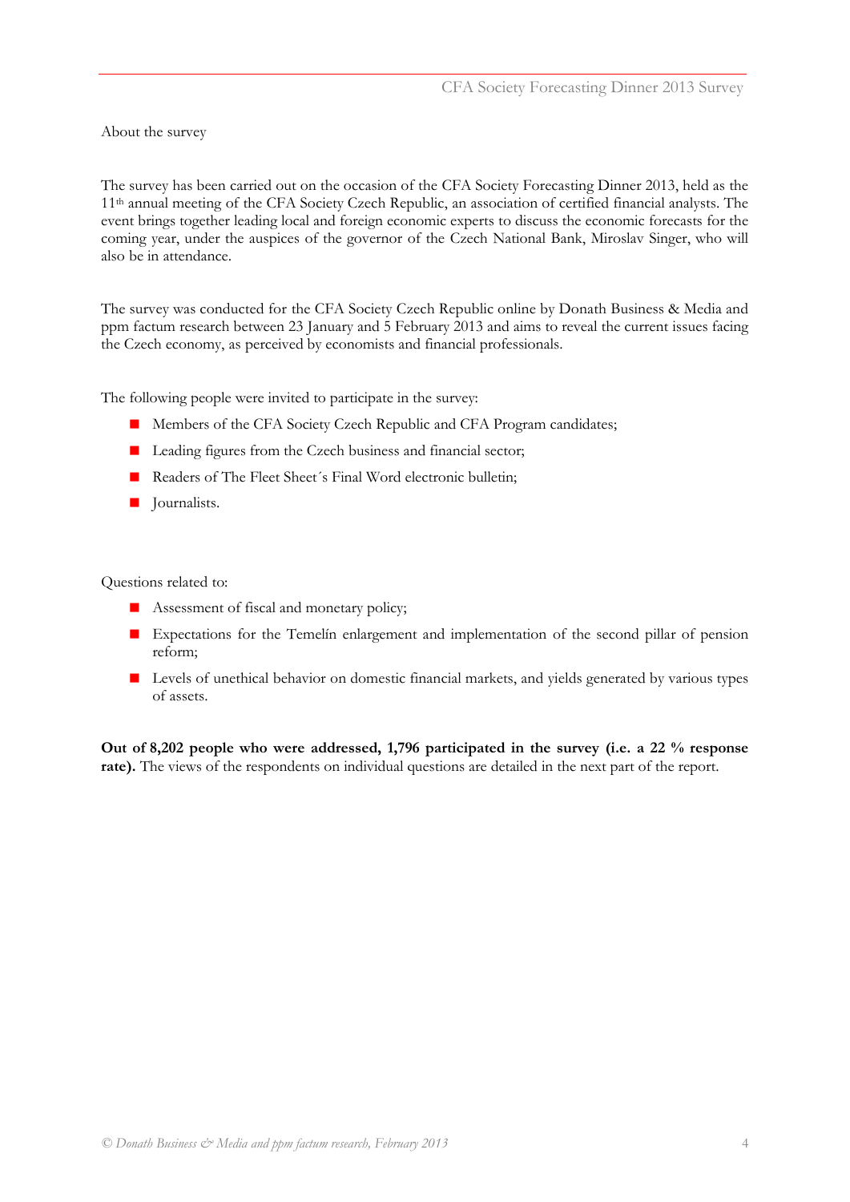## About the survey

The survey has been carried out on the occasion of the CFA Society Forecasting Dinner 2013, held as the 11th annual meeting of the CFA Society Czech Republic, an association of certified financial analysts. The event brings together leading local and foreign economic experts to discuss the economic forecasts for the coming year, under the auspices of the governor of the Czech National Bank, Miroslav Singer, who will also be in attendance.

The survey was conducted for the CFA Society Czech Republic online by Donath Business & Media and ppm factum research between 23 January and 5 February 2013 and aims to reveal the current issues facing the Czech economy, as perceived by economists and financial professionals.

The following people were invited to participate in the survey:

- Members of the CFA Society Czech Republic and CFA Program candidates;
- Leading figures from the Czech business and financial sector;
- Readers of The Fleet Sheet´s Final Word electronic bulletin;
- Journalists.

Questions related to:

- Assessment of fiscal and monetary policy;
- Expectations for the Temelín enlargement and implementation of the second pillar of pension reform;
- Levels of unethical behavior on domestic financial markets, and yields generated by various types of assets.

**Out of 8,202 people who were addressed, 1,796 participated in the survey (i.e. a 22 % response rate).** The views of the respondents on individual questions are detailed in the next part of the report.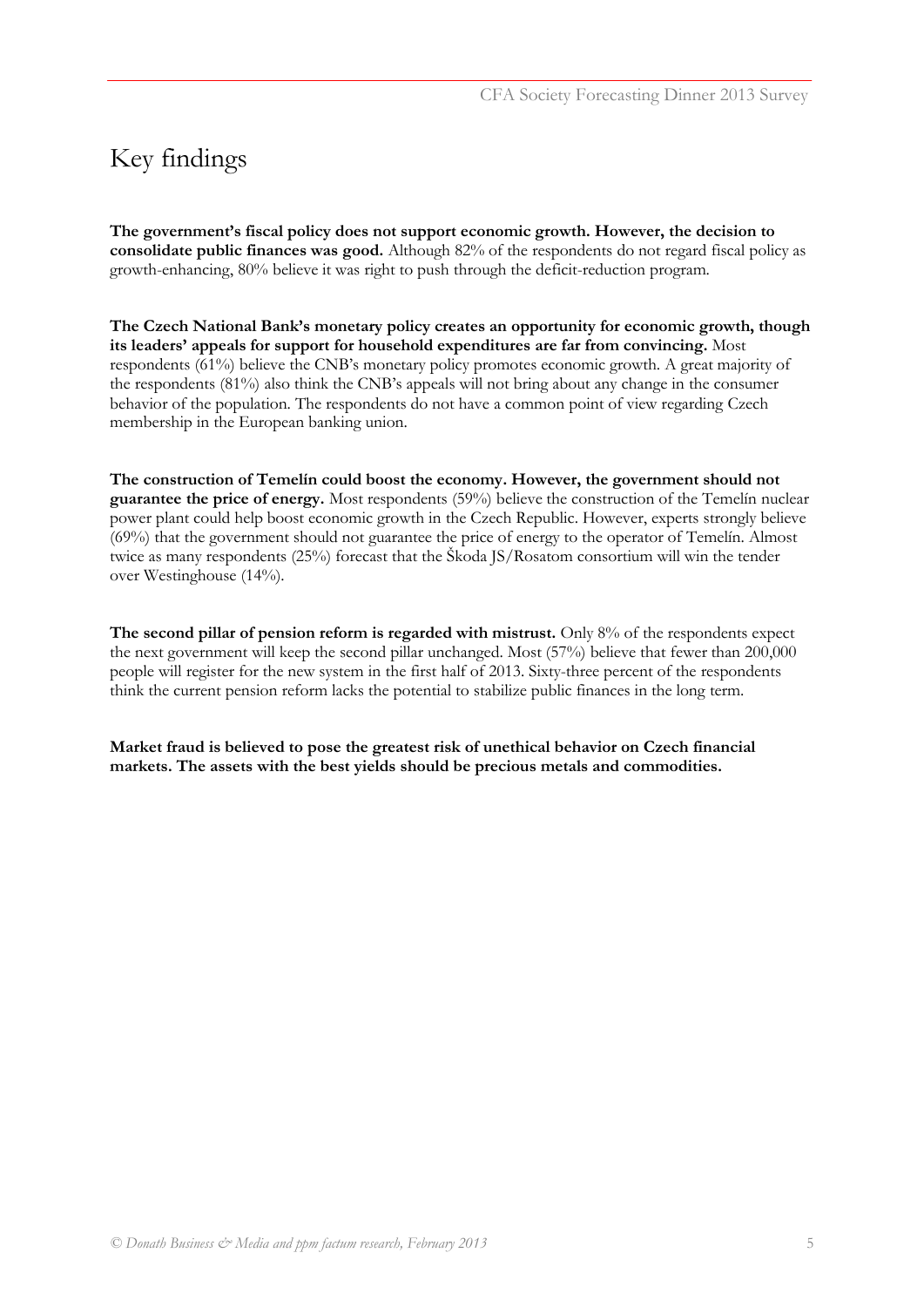# Key findings

**The government's fiscal policy does not support economic growth. However, the decision to consolidate public finances was good.** Although 82% of the respondents do not regard fiscal policy as growth-enhancing, 80% believe it was right to push through the deficit-reduction program.

**The Czech National Bank's monetary policy creates an opportunity for economic growth, though its leaders' appeals for support for household expenditures are far from convincing.** Most respondents (61%) believe the CNB's monetary policy promotes economic growth. A great majority of the respondents (81%) also think the CNB's appeals will not bring about any change in the consumer behavior of the population. The respondents do not have a common point of view regarding Czech membership in the European banking union.

**The construction of Temelín could boost the economy. However, the government should not guarantee the price of energy.** Most respondents (59%) believe the construction of the Temelín nuclear power plant could help boost economic growth in the Czech Republic. However, experts strongly believe (69%) that the government should not guarantee the price of energy to the operator of Temelín. Almost twice as many respondents (25%) forecast that the Škoda JS/Rosatom consortium will win the tender over Westinghouse (14%).

**The second pillar of pension reform is regarded with mistrust.** Only 8% of the respondents expect the next government will keep the second pillar unchanged. Most (57%) believe that fewer than 200,000 people will register for the new system in the first half of 2013. Sixty-three percent of the respondents think the current pension reform lacks the potential to stabilize public finances in the long term.

**Market fraud is believed to pose the greatest risk of unethical behavior on Czech financial markets. The assets with the best yields should be precious metals and commodities.**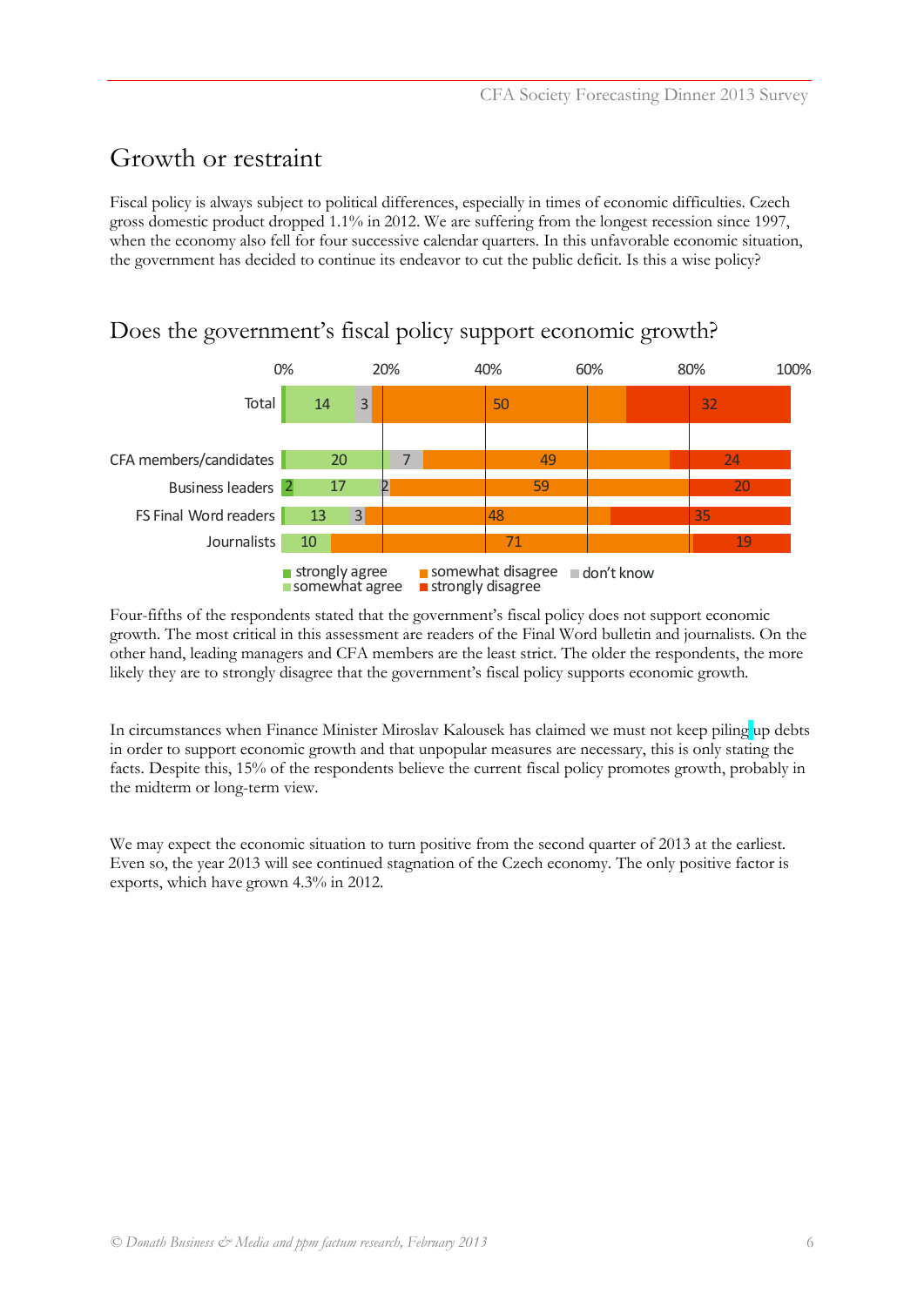# Growth or restraint

Fiscal policy is always subject to political differences, especially in times of economic difficulties. Czech gross domestic product dropped 1.1% in 2012. We are suffering from the longest recession since 1997, when the economy also fell for four successive calendar quarters. In this unfavorable economic situation, the government has decided to continue its endeavor to cut the public deficit. Is this a wise policy?

## Does the government's fiscal policy support economic growth?

| | strongly agree | somewhat agree | don't know | somewhat disagree | strongly disagree |
|---|---|---|---|---|---|
| Total | | 14 | 3 | 50 | 32 |
| CFA members/candidates | | 20 | 7 | 49 | 24 |
| Business leaders | 2 | 17 | 2 | 59 | 20 |
| FS Final Word readers | | 13 | 3 | 48 | 35 |
| Journalists | | 10 | | 71 | 19 |

Four-fifths of the respondents stated that the government's fiscal policy does not support economic growth. The most critical in this assessment are readers of the Final Word bulletin and journalists. On the other hand, leading managers and CFA members are the least strict. The older the respondents, the more likely they are to strongly disagree that the government's fiscal policy supports economic growth.

In circumstances when Finance Minister Miroslav Kalousek has claimed we must not keep piling up debts in order to support economic growth and that unpopular measures are necessary, this is only stating the facts. Despite this, 15% of the respondents believe the current fiscal policy promotes growth, probably in the midterm or long-term view.

We may expect the economic situation to turn positive from the second quarter of 2013 at the earliest. Even so, the year 2013 will see continued stagnation of the Czech economy. The only positive factor is exports, which have grown 4.3% in 2012.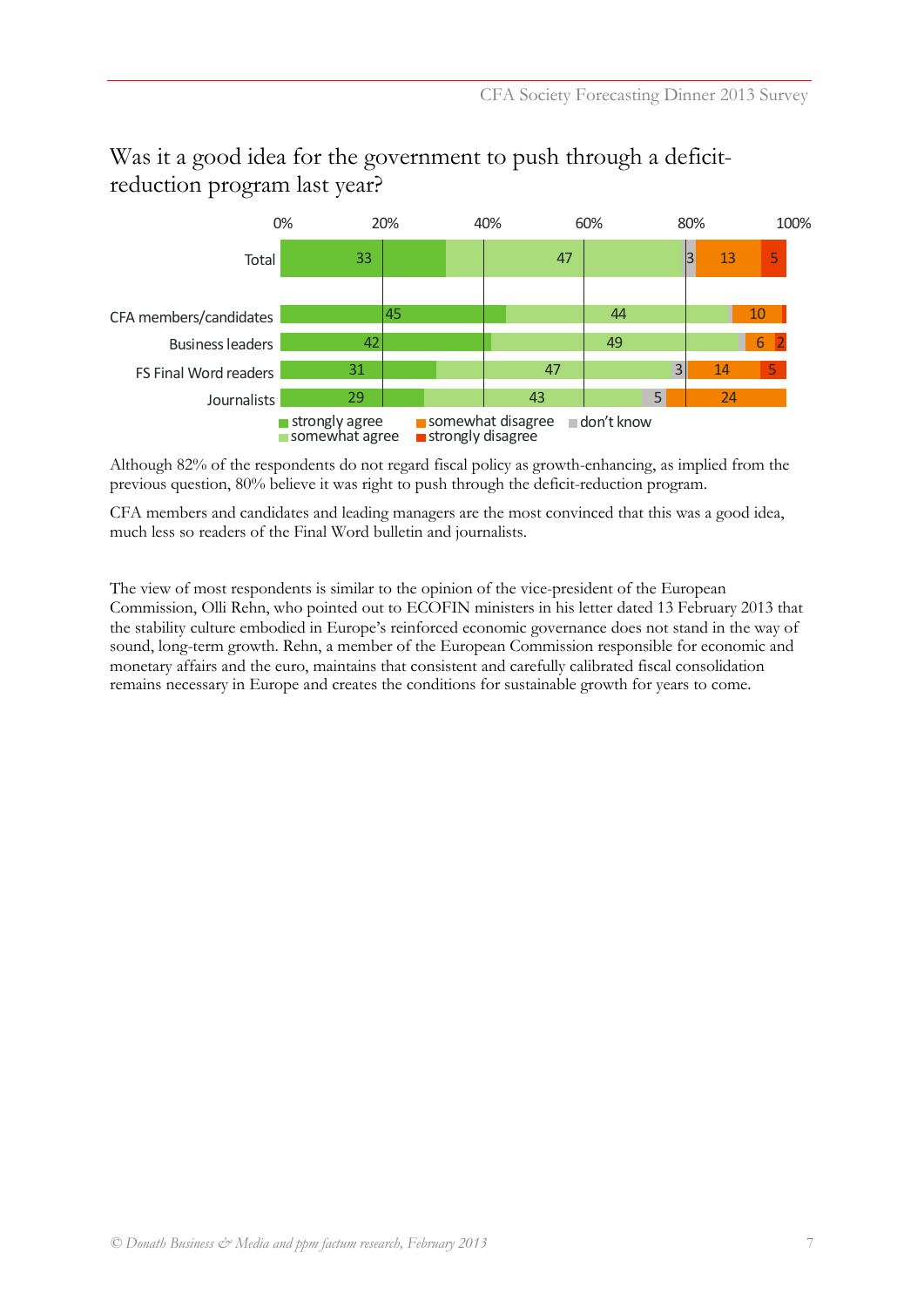## Was it a good idea for the government to push through a deficit-reduction program last year?

| | strongly agree | somewhat agree | don't know | somewhat disagree | strongly disagree |
|---|---|---|---|---|---|
| Total | 33 | 47 | 3 | 13 | 5 |
| CFA members/candidates | 45 | 44 | | 10 | |
| Business leaders | 42 | 49 | | 6 | 2 |
| FS Final Word readers | 31 | 47 | 3 | 14 | 5 |
| Journalists | 29 | 43 | 5 | 24 | |

Although 82% of the respondents do not regard fiscal policy as growth-enhancing, as implied from the previous question, 80% believe it was right to push through the deficit-reduction program.

CFA members and candidates and leading managers are the most convinced that this was a good idea, much less so readers of the Final Word bulletin and journalists.

The view of most respondents is similar to the opinion of the vice-president of the European Commission, Olli Rehn, who pointed out to ECOFIN ministers in his letter dated 13 February 2013 that the stability culture embodied in Europe's reinforced economic governance does not stand in the way of sound, long-term growth. Rehn, a member of the European Commission responsible for economic and monetary affairs and the euro, maintains that consistent and carefully calibrated fiscal consolidation remains necessary in Europe and creates the conditions for sustainable growth for years to come.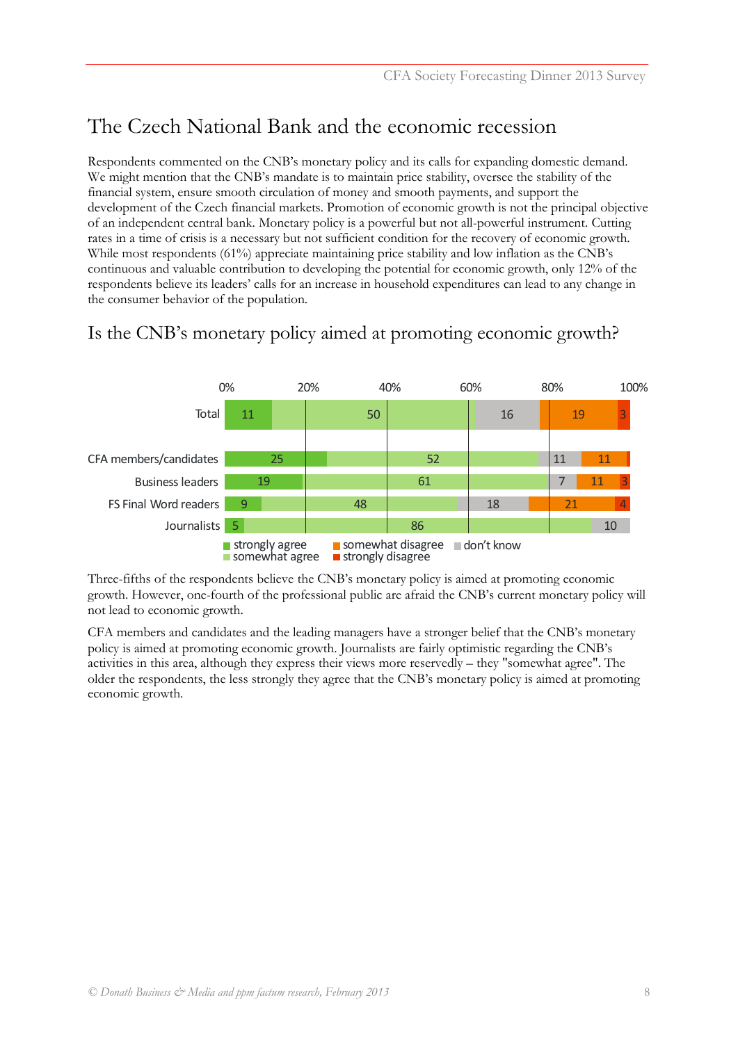# The Czech National Bank and the economic recession

Respondents commented on the CNB's monetary policy and its calls for expanding domestic demand. We might mention that the CNB's mandate is to maintain price stability, oversee the stability of the financial system, ensure smooth circulation of money and smooth payments, and support the development of the Czech financial markets. Promotion of economic growth is not the principal objective of an independent central bank. Monetary policy is a powerful but not all-powerful instrument. Cutting rates in a time of crisis is a necessary but not sufficient condition for the recovery of economic growth. While most respondents (61%) appreciate maintaining price stability and low inflation as the CNB's continuous and valuable contribution to developing the potential for economic growth, only 12% of the respondents believe its leaders' calls for an increase in household expenditures can lead to any change in the consumer behavior of the population.

## Is the CNB's monetary policy aimed at promoting economic growth?

| | strongly agree | somewhat agree | don't know | somewhat disagree | strongly disagree |
|---|---|---|---|---|---|
| Total | 11 | 50 | 16 | 19 | 3 |
| CFA members/candidates | 25 | 52 | 11 | 11 | |
| Business leaders | 19 | 61 | 7 | 11 | 3 |
| FS Final Word readers | 9 | 48 | 18 | 21 | 4 |
| Journalists | 5 | 86 | 10 | | |

Three-fifths of the respondents believe the CNB's monetary policy is aimed at promoting economic growth. However, one-fourth of the professional public are afraid the CNB's current monetary policy will not lead to economic growth.

CFA members and candidates and the leading managers have a stronger belief that the CNB's monetary policy is aimed at promoting economic growth. Journalists are fairly optimistic regarding the CNB's activities in this area, although they express their views more reservedly – they "somewhat agree". The older the respondents, the less strongly they agree that the CNB's monetary policy is aimed at promoting economic growth.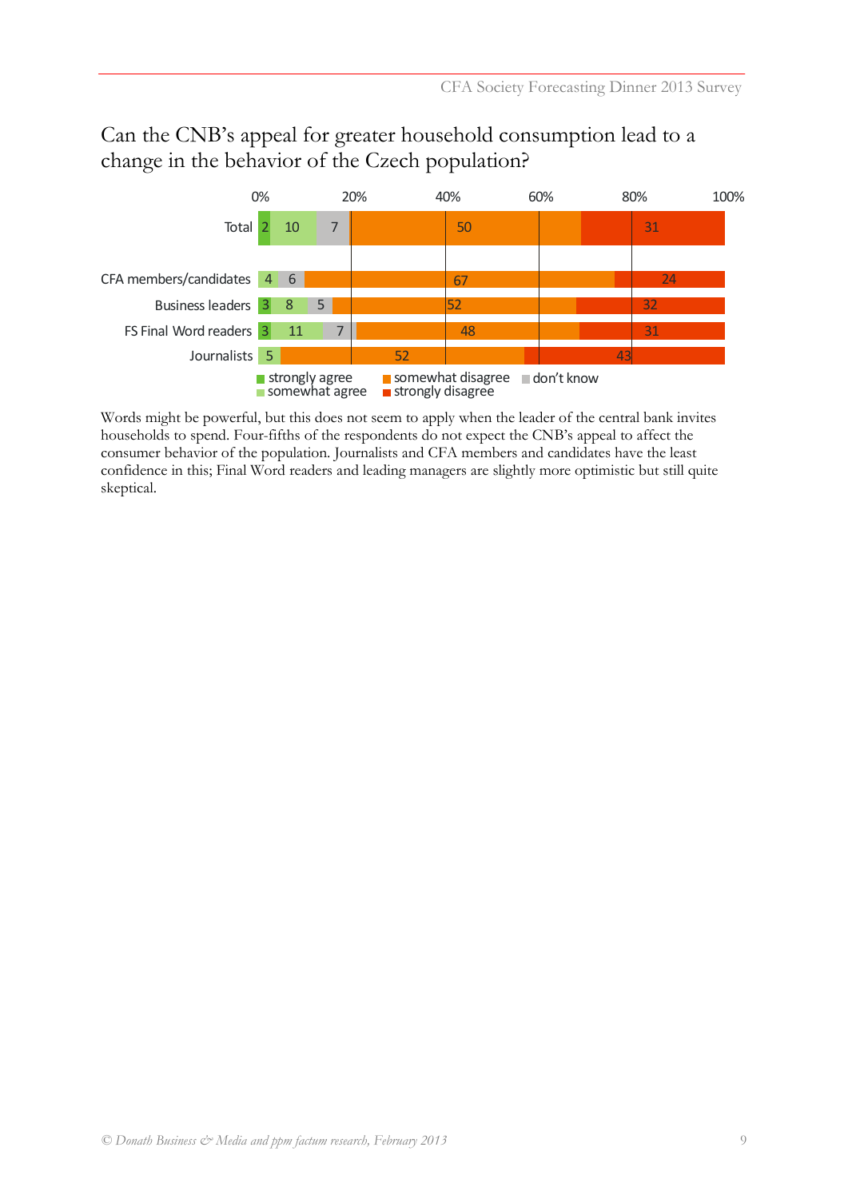# Can the CNB's appeal for greater household consumption lead to a change in the behavior of the Czech population?

| | strongly agree | somewhat agree | don't know | somewhat disagree | strongly disagree |
|---|---|---|---|---|---|
| Total | 2 | 10 | 7 | 50 | 31 |
| CFA members/candidates | | 4 | 6 | 67 | 24 |
| Business leaders | 3 | 8 | 5 | 52 | 32 |
| FS Final Word readers | 3 | 11 | 7 | 48 | 31 |
| Journalists | | 5 | | 52 | 43 |

Words might be powerful, but this does not seem to apply when the leader of the central bank invites households to spend. Four-fifths of the respondents do not expect the CNB's appeal to affect the consumer behavior of the population. Journalists and CFA members and candidates have the least confidence in this; Final Word readers and leading managers are slightly more optimistic but still quite skeptical.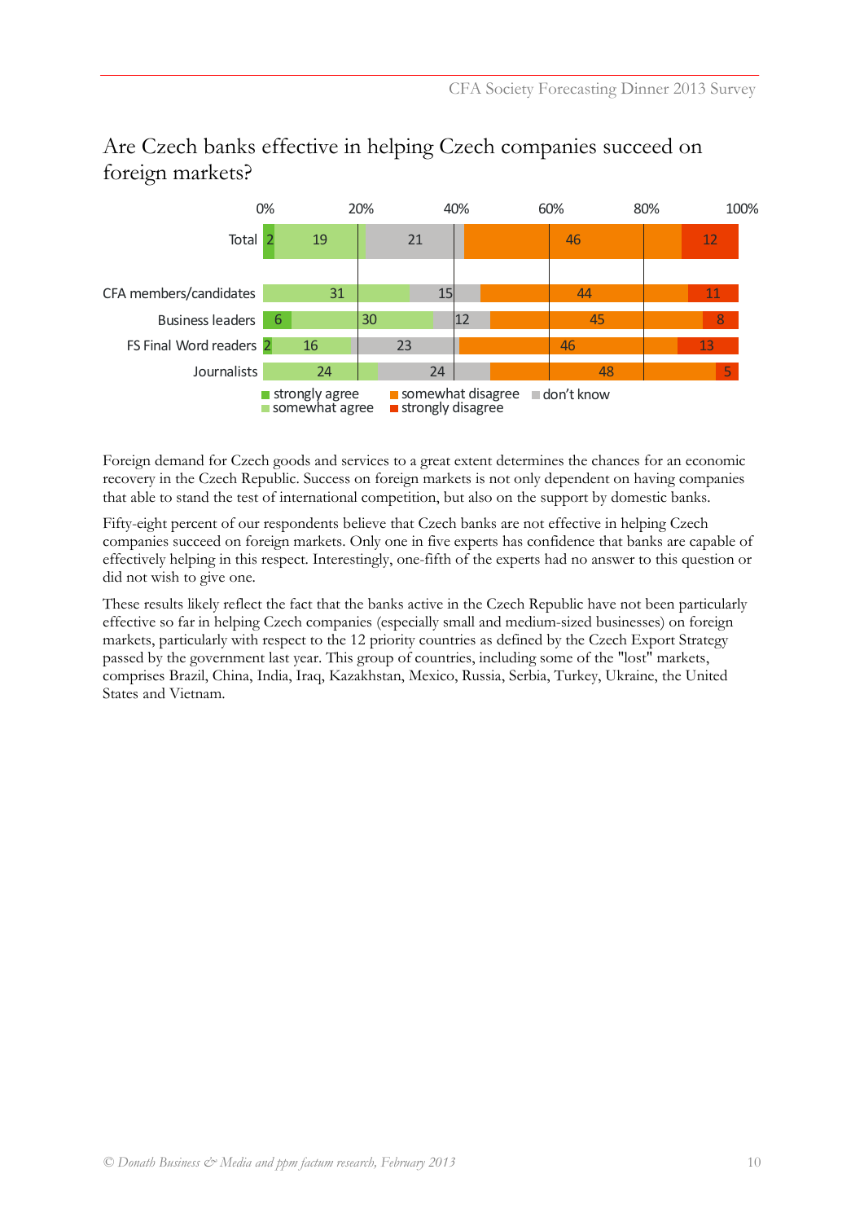## Are Czech banks effective in helping Czech companies succeed on foreign markets?

| | strongly agree | somewhat agree | don't know | somewhat disagree | strongly disagree |
|---|---|---|---|---|---|
| Total | 2 | 19 | 21 | 46 | 12 |
| CFA members/candidates | | 31 | 15 | 44 | 11 |
| Business leaders | 6 | 30 | 12 | 45 | 8 |
| FS Final Word readers | 2 | 16 | 23 | 46 | 13 |
| Journalists | | 24 | 24 | 48 | 5 |

Foreign demand for Czech goods and services to a great extent determines the chances for an economic recovery in the Czech Republic. Success on foreign markets is not only dependent on having companies that able to stand the test of international competition, but also on the support by domestic banks.

Fifty-eight percent of our respondents believe that Czech banks are not effective in helping Czech companies succeed on foreign markets. Only one in five experts has confidence that banks are capable of effectively helping in this respect. Interestingly, one-fifth of the experts had no answer to this question or did not wish to give one.

These results likely reflect the fact that the banks active in the Czech Republic have not been particularly effective so far in helping Czech companies (especially small and medium-sized businesses) on foreign markets, particularly with respect to the 12 priority countries as defined by the Czech Export Strategy passed by the government last year. This group of countries, including some of the "lost" markets, comprises Brazil, China, India, Iraq, Kazakhstan, Mexico, Russia, Serbia, Turkey, Ukraine, the United States and Vietnam.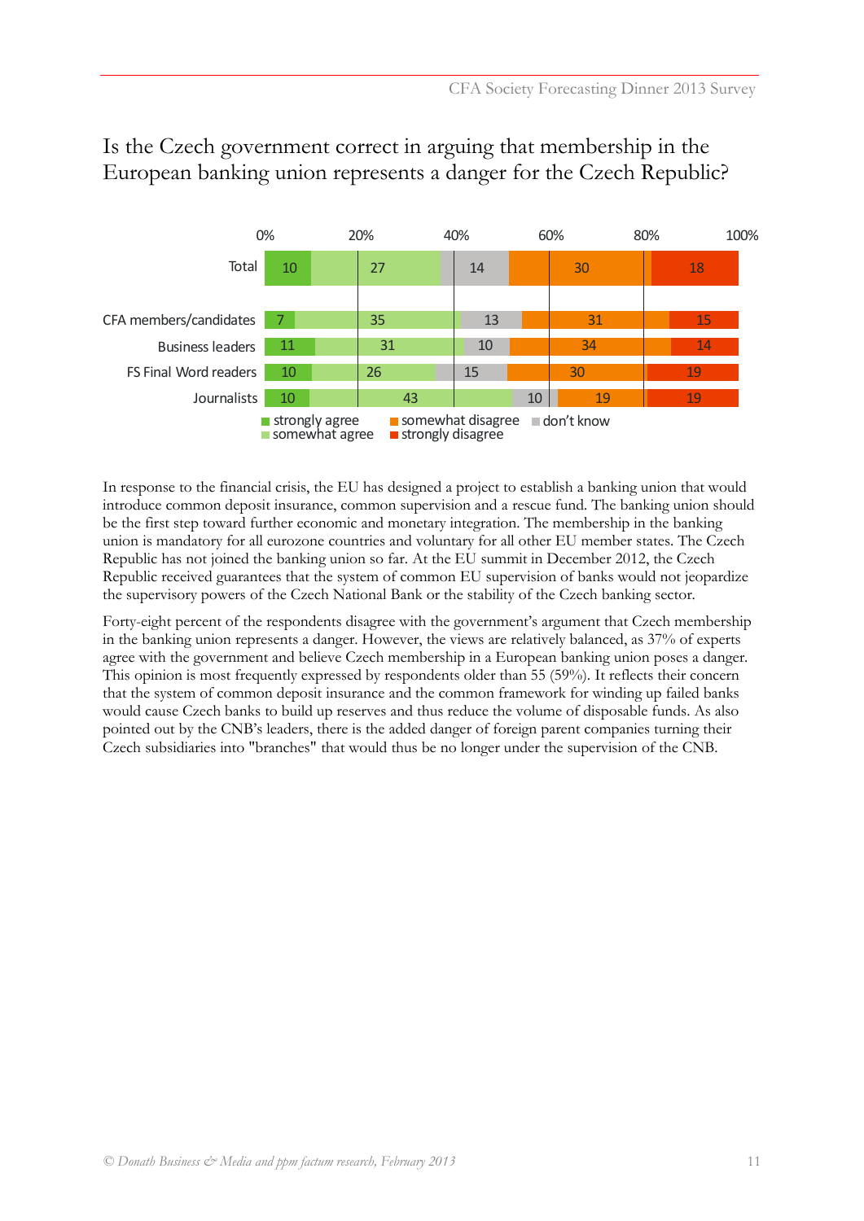## Is the Czech government correct in arguing that membership in the European banking union represents a danger for the Czech Republic?

| | strongly agree | somewhat agree | don't know | somewhat disagree | strongly disagree |
|---|---|---|---|---|---|
| Total | 10 | 27 | 14 | 30 | 18 |
| CFA members/candidates | 7 | 35 | 13 | 31 | 15 |
| Business leaders | 11 | 31 | 10 | 34 | 14 |
| FS Final Word readers | 10 | 26 | 15 | 30 | 19 |
| Journalists | 10 | 43 | 10 | 19 | 19 |

In response to the financial crisis, the EU has designed a project to establish a banking union that would introduce common deposit insurance, common supervision and a rescue fund. The banking union should be the first step toward further economic and monetary integration. The membership in the banking union is mandatory for all eurozone countries and voluntary for all other EU member states. The Czech Republic has not joined the banking union so far. At the EU summit in December 2012, the Czech Republic received guarantees that the system of common EU supervision of banks would not jeopardize the supervisory powers of the Czech National Bank or the stability of the Czech banking sector.

Forty-eight percent of the respondents disagree with the government's argument that Czech membership in the banking union represents a danger. However, the views are relatively balanced, as 37% of experts agree with the government and believe Czech membership in a European banking union poses a danger. This opinion is most frequently expressed by respondents older than 55 (59%). It reflects their concern that the system of common deposit insurance and the common framework for winding up failed banks would cause Czech banks to build up reserves and thus reduce the volume of disposable funds. As also pointed out by the CNB's leaders, there is the added danger of foreign parent companies turning their Czech subsidiaries into "branches" that would thus be no longer under the supervision of the CNB.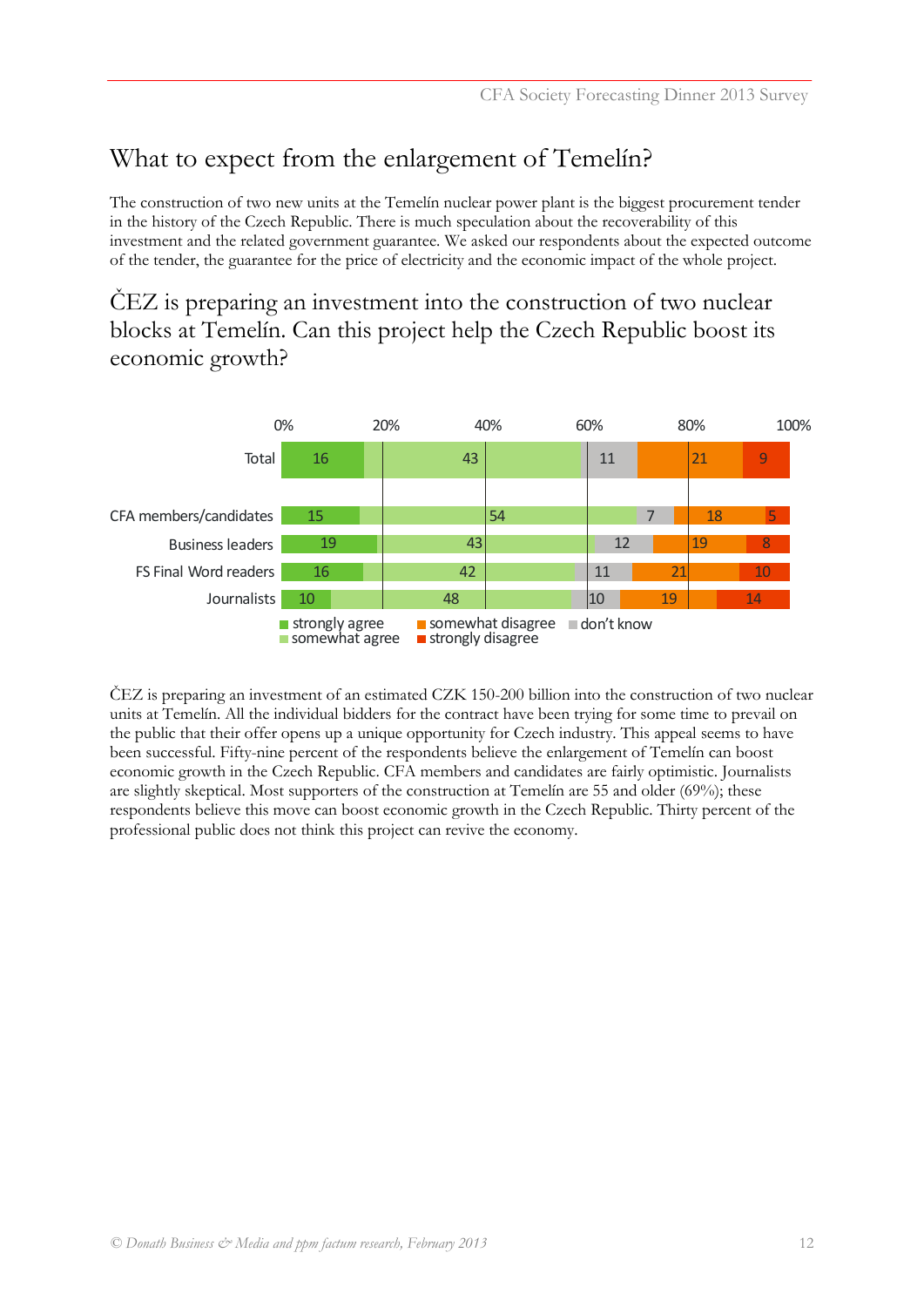# What to expect from the enlargement of Temelín?

The construction of two new units at the Temelín nuclear power plant is the biggest procurement tender in the history of the Czech Republic. There is much speculation about the recoverability of this investment and the related government guarantee. We asked our respondents about the expected outcome of the tender, the guarantee for the price of electricity and the economic impact of the whole project.

## ČEZ is preparing an investment into the construction of two nuclear blocks at Temelín. Can this project help the Czech Republic boost its economic growth?

| | strongly agree | somewhat agree | don't know | somewhat disagree | strongly disagree |
|---|---|---|---|---|---|
| Total | 16 | 43 | 11 | 21 | 9 |
| CFA members/candidates | 15 | 54 | 7 | 18 | 5 |
| Business leaders | 19 | 43 | 12 | 19 | 8 |
| FS Final Word readers | 16 | 42 | 11 | 21 | 10 |
| Journalists | 10 | 48 | 10 | 19 | 14 |

ČEZ is preparing an investment of an estimated CZK 150-200 billion into the construction of two nuclear units at Temelín. All the individual bidders for the contract have been trying for some time to prevail on the public that their offer opens up a unique opportunity for Czech industry. This appeal seems to have been successful. Fifty-nine percent of the respondents believe the enlargement of Temelín can boost economic growth in the Czech Republic. CFA members and candidates are fairly optimistic. Journalists are slightly skeptical. Most supporters of the construction at Temelín are 55 and older (69%); these respondents believe this move can boost economic growth in the Czech Republic. Thirty percent of the professional public does not think this project can revive the economy.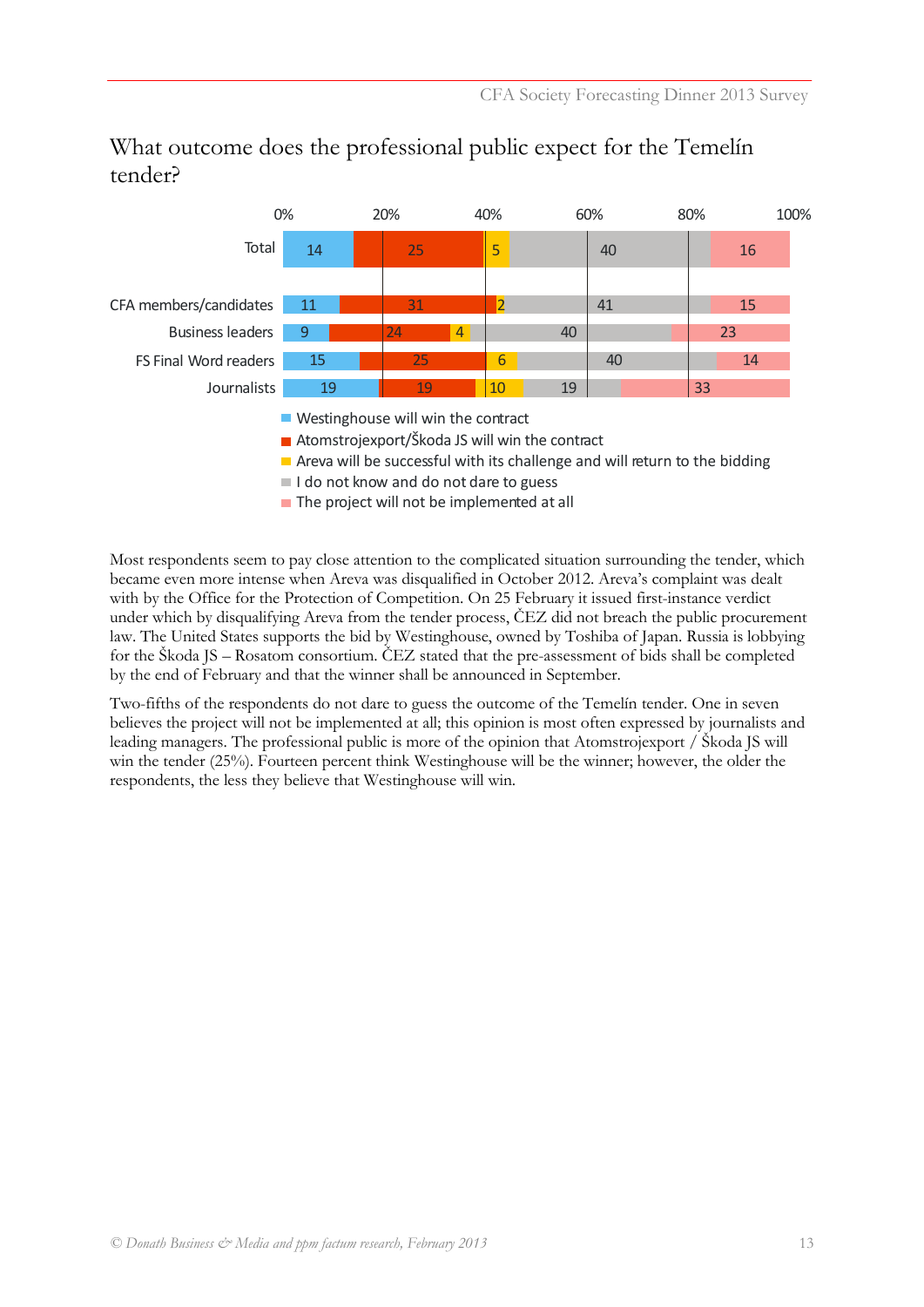## What outcome does the professional public expect for the Temelín tender?

| | Westinghouse will win the contract | Atomstrojexport/Škoda JS will win the contract | Areva will be successful with its challenge and will return to the bidding | I do not know and do not dare to guess | The project will not be implemented at all |
|---|---|---|---|---|---|
| Total | 14 | 25 | 5 | 40 | 16 |
| CFA members/candidates | 11 | 31 | 2 | 41 | 15 |
| Business leaders | 9 | 24 | 4 | 40 | 23 |
| FS Final Word readers | 15 | 25 | 6 | 40 | 14 |
| Journalists | 19 | 19 | 10 | 19 | 33 |

Most respondents seem to pay close attention to the complicated situation surrounding the tender, which became even more intense when Areva was disqualified in October 2012. Areva's complaint was dealt with by the Office for the Protection of Competition. On 25 February it issued first-instance verdict under which by disqualifying Areva from the tender process, ČEZ did not breach the public procurement law. The United States supports the bid by Westinghouse, owned by Toshiba of Japan. Russia is lobbying for the Škoda JS – Rosatom consortium. ČEZ stated that the pre-assessment of bids shall be completed by the end of February and that the winner shall be announced in September.

Two-fifths of the respondents do not dare to guess the outcome of the Temelín tender. One in seven believes the project will not be implemented at all; this opinion is most often expressed by journalists and leading managers. The professional public is more of the opinion that Atomstrojexport / Škoda JS will win the tender (25%). Fourteen percent think Westinghouse will be the winner; however, the older the respondents, the less they believe that Westinghouse will win.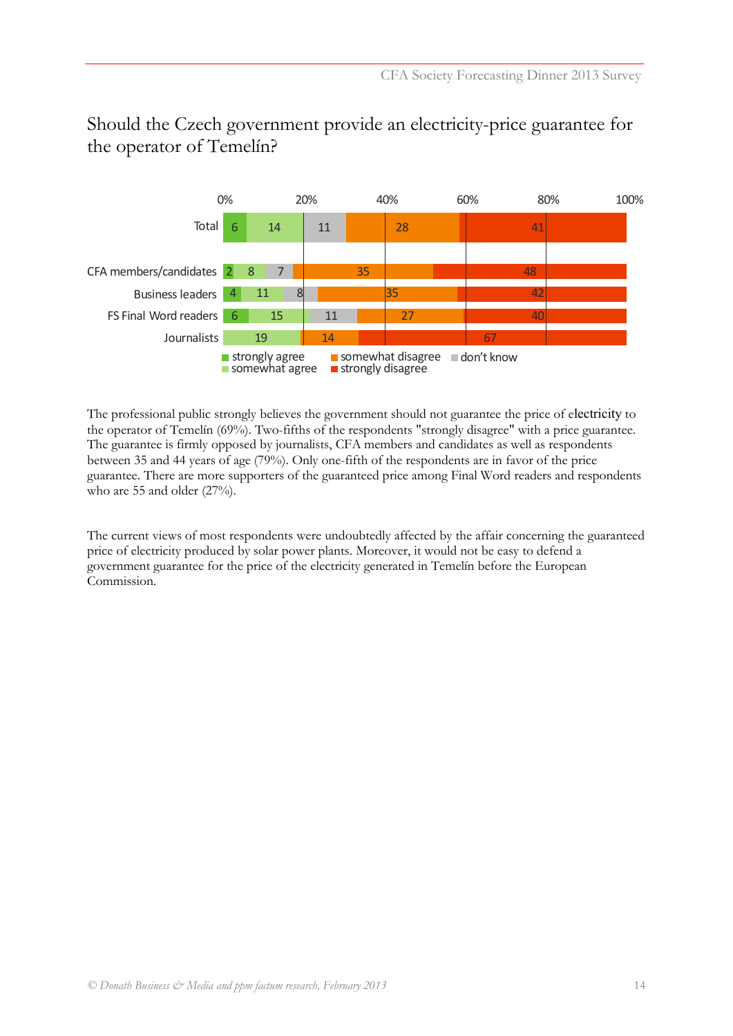## Should the Czech government provide an electricity-price guarantee for the operator of Temelín?

| | strongly agree | somewhat agree | don't know | somewhat disagree | strongly disagree |
|---|---|---|---|---|---|
| Total | 6 | 14 | 11 | 28 | 41 |
| CFA members/candidates | 2 | 8 | 7 | 35 | 48 |
| Business leaders | 4 | 11 | 8 | 35 | 42 |
| FS Final Word readers | 6 | 15 | 11 | 27 | 40 |
| Journalists | | 19 | | 14 | 67 |

The professional public strongly believes the government should not guarantee the price of electricity to the operator of Temelín (69%). Two-fifths of the respondents "strongly disagree" with a price guarantee. The guarantee is firmly opposed by journalists, CFA members and candidates as well as respondents between 35 and 44 years of age (79%). Only one-fifth of the respondents are in favor of the price guarantee. There are more supporters of the guaranteed price among Final Word readers and respondents who are 55 and older (27%).

The current views of most respondents were undoubtedly affected by the affair concerning the guaranteed price of electricity produced by solar power plants. Moreover, it would not be easy to defend a government guarantee for the price of the electricity generated in Temelín before the European Commission.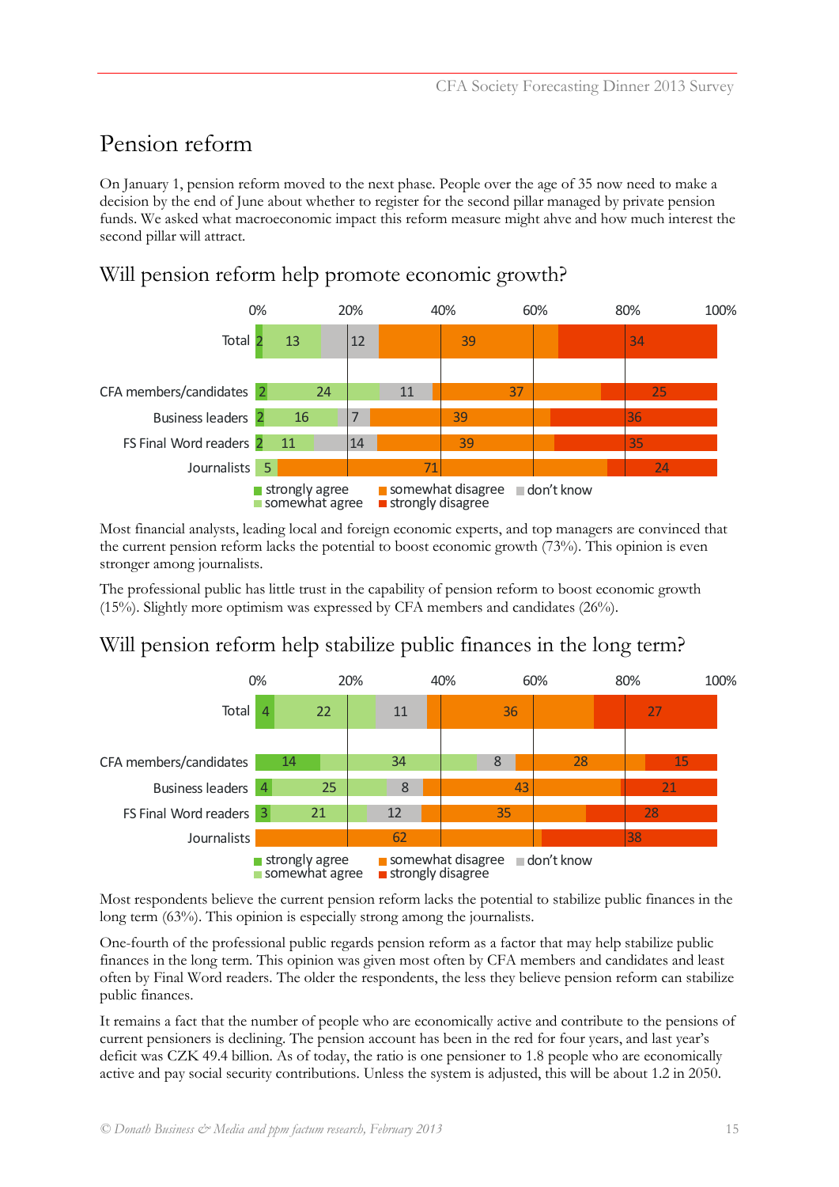// Pension reform

On January 1, pension reform moved to the next phase. People over the age of 35 now need to make a decision by the end of June about whether to register for the second pillar managed by private pension funds. We asked what macroeconomic impact this reform measure might ahve and how much interest the second pillar will attract.

## Will pension reform help promote economic growth?

| | strongly agree | somewhat agree | don't know | somewhat disagree | strongly disagree |
|---|---|---|---|---|---|
| Total | 2 | 13 | 12 | 39 | 34 |
| CFA members/candidates | 2 | 24 | 11 | 37 | 25 |
| Business leaders | 2 | 16 | 7 | 39 | 36 |
| FS Final Word readers | 2 | 11 | 14 | 39 | 35 |
| Journalists | | 5 | | 71 | 24 |

Most financial analysts, leading local and foreign economic experts, and top managers are convinced that the current pension reform lacks the potential to boost economic growth (73%). This opinion is even stronger among journalists.

The professional public has little trust in the capability of pension reform to boost economic growth (15%). Slightly more optimism was expressed by CFA members and candidates (26%).

## Will pension reform help stabilize public finances in the long term?

| | strongly agree | somewhat agree | don't know | somewhat disagree | strongly disagree |
|---|---|---|---|---|---|
| Total | 4 | 22 | 11 | 36 | 27 |
| CFA members/candidates | 14 | 34 | 8 | 28 | 15 |
| Business leaders | 4 | 25 | 8 | 43 | 21 |
| FS Final Word readers | 3 | 21 | 12 | 35 | 28 |
| Journalists | | | | 62 | 38 |

Most respondents believe the current pension reform lacks the potential to stabilize public finances in the long term (63%). This opinion is especially strong among the journalists.

One-fourth of the professional public regards pension reform as a factor that may help stabilize public finances in the long term. This opinion was given most often by CFA members and candidates and least often by Final Word readers. The older the respondents, the less they believe pension reform can stabilize public finances.

It remains a fact that the number of people who are economically active and contribute to the pensions of current pensioners is declining. The pension account has been in the red for four years, and last year's deficit was CZK 49.4 billion. As of today, the ratio is one pensioner to 1.8 people who are economically active and pay social security contributions. Unless the system is adjusted, this will be about 1.2 in 2050.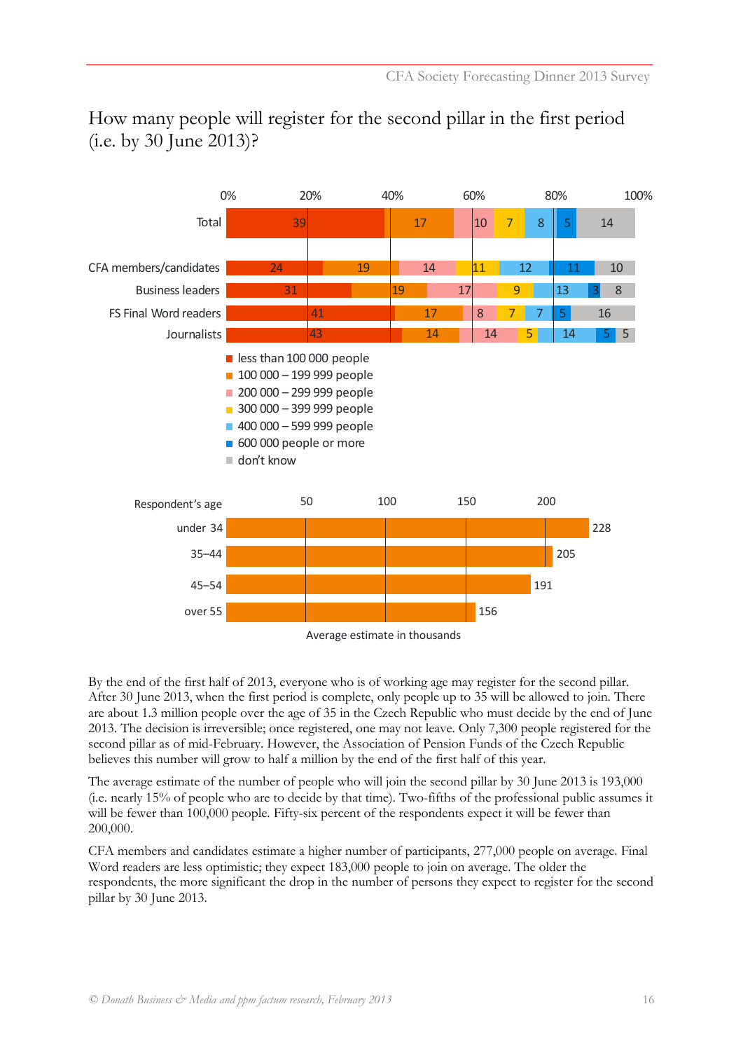# How many people will register for the second pillar in the first period (i.e. by 30 June 2013)?

| | less than 100 000 people | 100 000 – 199 999 people | 200 000 – 299 999 people | 300 000 – 399 999 people | 400 000 – 599 999 people | 600 000 people or more | don't know |
|---|---|---|---|---|---|---|---|
| Total | 39 | 17 | 10 | 7 | 8 | 5 | 14 |
| CFA members/candidates | 24 | 19 | 14 | 11 | 12 | 11 | 10 |
| Business leaders | 31 | 19 | 17 | 9 | 13 | 3 | 8 |
| FS Final Word readers | 41 | 17 | 8 | 7 | 7 | 5 | 16 |
| Journalists | 43 | 14 | 14 | 5 | 14 | 5 | 5 |

| Respondent's age | Average estimate in thousands |
|---|---|
| under 34 | 228 |
| 35–44 | 205 |
| 45–54 | 191 |
| over 55 | 156 |

By the end of the first half of 2013, everyone who is of working age may register for the second pillar. After 30 June 2013, when the first period is complete, only people up to 35 will be allowed to join. There are about 1.3 million people over the age of 35 in the Czech Republic who must decide by the end of June 2013. The decision is irreversible; once registered, one may not leave. Only 7,300 people registered for the second pillar as of mid-February. However, the Association of Pension Funds of the Czech Republic believes this number will grow to half a million by the end of the first half of this year.

The average estimate of the number of people who will join the second pillar by 30 June 2013 is 193,000 (i.e. nearly 15% of people who are to decide by that time). Two-fifths of the professional public assumes it will be fewer than 100,000 people. Fifty-six percent of the respondents expect it will be fewer than 200,000.

CFA members and candidates estimate a higher number of participants, 277,000 people on average. Final Word readers are less optimistic; they expect 183,000 people to join on average. The older the respondents, the more significant the drop in the number of persons they expect to register for the second pillar by 30 June 2013.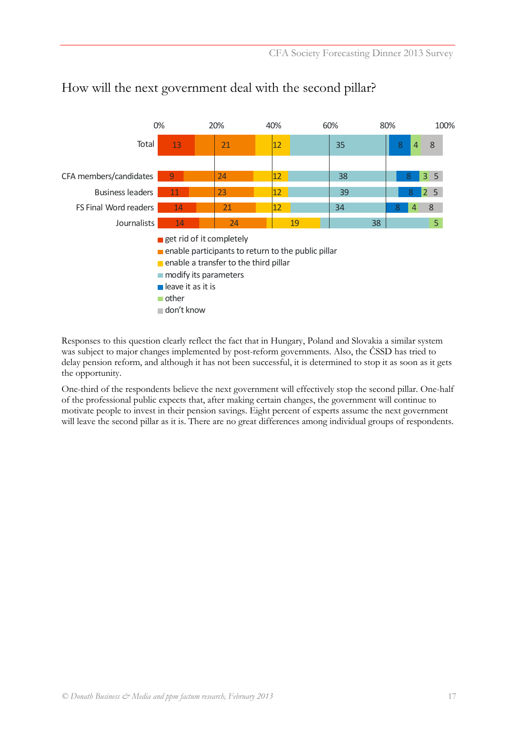## How will the next government deal with the second pillar?

| | get rid of it completely | enable participants to return to the public pillar | enable a transfer to the third pillar | modify its parameters | leave it as it is | other | don't know |
|---|---|---|---|---|---|---|---|
| Total | 13 | 21 | 12 | 35 | 8 | 4 | 8 |
| CFA members/candidates | 9 | 24 | 12 | 38 | 8 | 3 | 5 |
| Business leaders | 11 | 23 | 12 | 39 | 8 | 2 | 5 |
| FS Final Word readers | 14 | 21 | 12 | 34 | 8 | 4 | 8 |
| Journalists | 14 | 24 | 19 | 38 | | 5 | |

Responses to this question clearly reflect the fact that in Hungary, Poland and Slovakia a similar system was subject to major changes implemented by post-reform governments. Also, the ČSSD has tried to delay pension reform, and although it has not been successful, it is determined to stop it as soon as it gets the opportunity.

One-third of the respondents believe the next government will effectively stop the second pillar. One-half of the professional public expects that, after making certain changes, the government will continue to motivate people to invest in their pension savings. Eight percent of experts assume the next government will leave the second pillar as it is. There are no great differences among individual groups of respondents.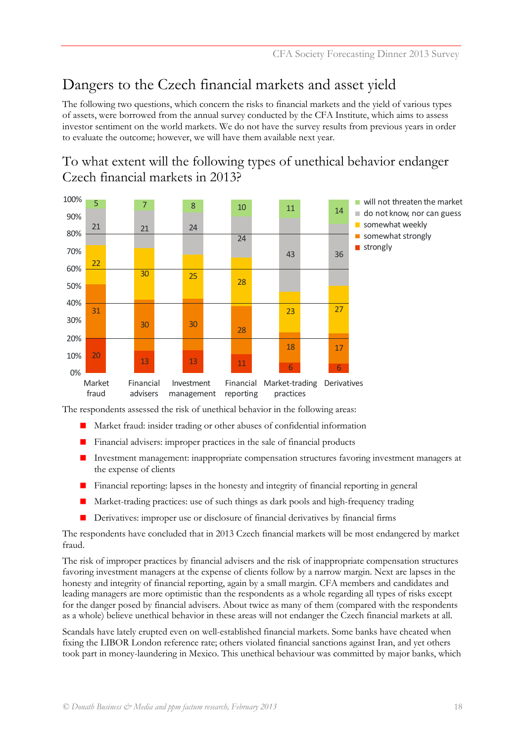# Dangers to the Czech financial markets and asset yield

The following two questions, which concern the risks to financial markets and the yield of various types of assets, were borrowed from the annual survey conducted by the CFA Institute, which aims to assess investor sentiment on the world markets. We do not have the survey results from previous years in order to evaluate the outcome; however, we will have them available next year.

## To what extent will the following types of unethical behavior endanger Czech financial markets in 2013?

| | Market fraud | Financial advisers | Investment management | Financial reporting | Market-trading practices | Derivatives |
|---|---|---|---|---|---|---|
| will not threaten the market | 5 | 7 | 8 | 10 | 11 | 14 |
| do not know, nor can guess | 21 | 21 | 24 | 24 | 43 | 36 |
| somewhat weekly | 22 | 30 | 25 | 28 | 23 | 27 |
| somewhat strongly | 31 | 30 | 30 | 28 | 18 | 17 |
| strongly | 20 | 13 | 13 | 11 | 6 | 6 |

The respondents assessed the risk of unethical behavior in the following areas:

- Market fraud: insider trading or other abuses of confidential information
- Financial advisers: improper practices in the sale of financial products
- Investment management: inappropriate compensation structures favoring investment managers at the expense of clients
- Financial reporting: lapses in the honesty and integrity of financial reporting in general
- Market-trading practices: use of such things as dark pools and high-frequency trading
- Derivatives: improper use or disclosure of financial derivatives by financial firms

The respondents have concluded that in 2013 Czech financial markets will be most endangered by market fraud.

The risk of improper practices by financial advisers and the risk of inappropriate compensation structures favoring investment managers at the expense of clients follow by a narrow margin. Next are lapses in the honesty and integrity of financial reporting, again by a small margin. CFA members and candidates and leading managers are more optimistic than the respondents as a whole regarding all types of risks except for the danger posed by financial advisers. About twice as many of them (compared with the respondents as a whole) believe unethical behavior in these areas will not endanger the Czech financial markets at all.

Scandals have lately erupted even on well-established financial markets. Some banks have cheated when fixing the LIBOR London reference rate; others violated financial sanctions against Iran, and yet others took part in money-laundering in Mexico. This unethical behaviour was committed by major banks, which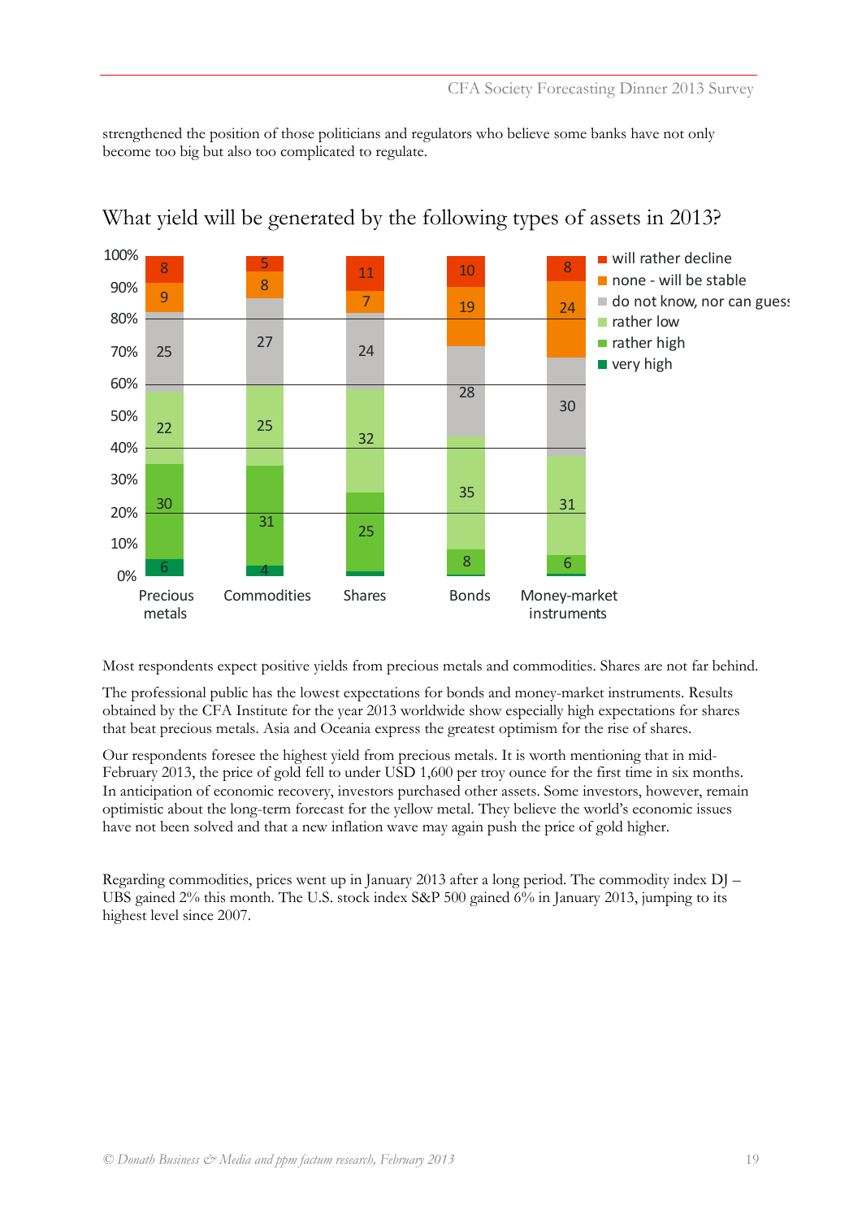strengthened the position of those politicians and regulators who believe some banks have not only become too big but also too complicated to regulate.

## What yield will be generated by the following types of assets in 2013?

| | Precious metals | Commodities | Shares | Bonds | Money-market instruments |
|---|---|---|---|---|---|
| will rather decline | 8 | 5 | 11 | 10 | 8 |
| none - will be stable | 9 | 8 | 7 | 19 | 24 |
| do not know, nor can guess | 25 | 27 | 24 | 28 | 30 |
| rather low | 22 | 25 | 32 | 35 | 31 |
| rather high | 30 | 31 | 25 | 8 | 6 |
| very high | 6 | 4 | | | |

Most respondents expect positive yields from precious metals and commodities. Shares are not far behind.

The professional public has the lowest expectations for bonds and money-market instruments. Results obtained by the CFA Institute for the year 2013 worldwide show especially high expectations for shares that beat precious metals. Asia and Oceania express the greatest optimism for the rise of shares.

Our respondents foresee the highest yield from precious metals. It is worth mentioning that in mid-February 2013, the price of gold fell to under USD 1,600 per troy ounce for the first time in six months. In anticipation of economic recovery, investors purchased other assets. Some investors, however, remain optimistic about the long-term forecast for the yellow metal. They believe the world's economic issues have not been solved and that a new inflation wave may again push the price of gold higher.

Regarding commodities, prices went up in January 2013 after a long period. The commodity index DJ – UBS gained 2% this month. The U.S. stock index S&P 500 gained 6% in January 2013, jumping to its highest level since 2007.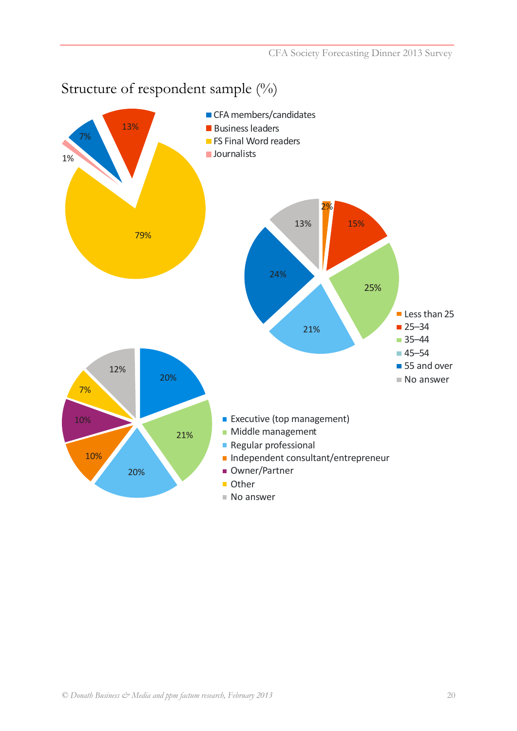## Structure of respondent sample (%)

| Category | % |
|---|---|
| CFA members/candidates | 7% |
| Business leaders | 13% |
| FS Final Word readers | 79% |
| Journalists | 1% |

| Age | % |
|---|---|
| Less than 25 | 2% |
| 25–34 | 15% |
| 35–44 | 25% |
| 45–54 | 21% |
| 55 and over | 24% |
| No answer | 13% |

| Position | % |
|---|---|
| Executive (top management) | 20% |
| Middle management | 21% |
| Regular professional | 20% |
| Independent consultant/entrepreneur | 10% |
| Owner/Partner | 10% |
| Other | 7% |
| No answer | 12% |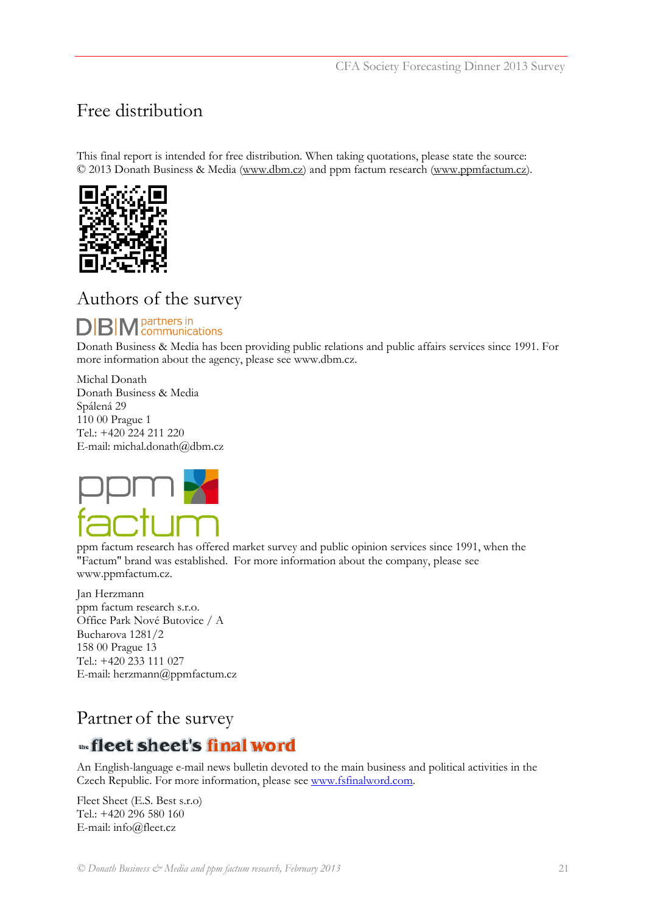# Free distribution

This final report is intended for free distribution. When taking quotations, please state the source: © 2013 Donath Business & Media (www.dbm.cz) and ppm factum research (www.ppmfactum.cz).

# Authors of the survey

DBM partners in communications

Donath Business & Media has been providing public relations and public affairs services since 1991. For more information about the agency, please see www.dbm.cz.

Michal Donath
Donath Business & Media
Spálená 29
110 00 Prague 1
Tel.: +420 224 211 220
E-mail: michal.donath@dbm.cz

ppm factum

ppm factum research has offered market survey and public opinion services since 1991, when the "Factum" brand was established. For more information about the company, please see www.ppmfactum.cz.

Jan Herzmann
ppm factum research s.r.o.
Office Park Nové Butovice / A
Bucharova 1281/2
158 00 Prague 13
Tel.: +420 233 111 027
E-mail: herzmann@ppmfactum.cz

# Partner of the survey

the fleet sheet's final word

An English-language e-mail news bulletin devoted to the main business and political activities in the Czech Republic. For more information, please see www.fsfinalword.com.

Fleet Sheet (E.S. Best s.r.o)
Tel.: +420 296 580 160
E-mail: info@fleet.cz